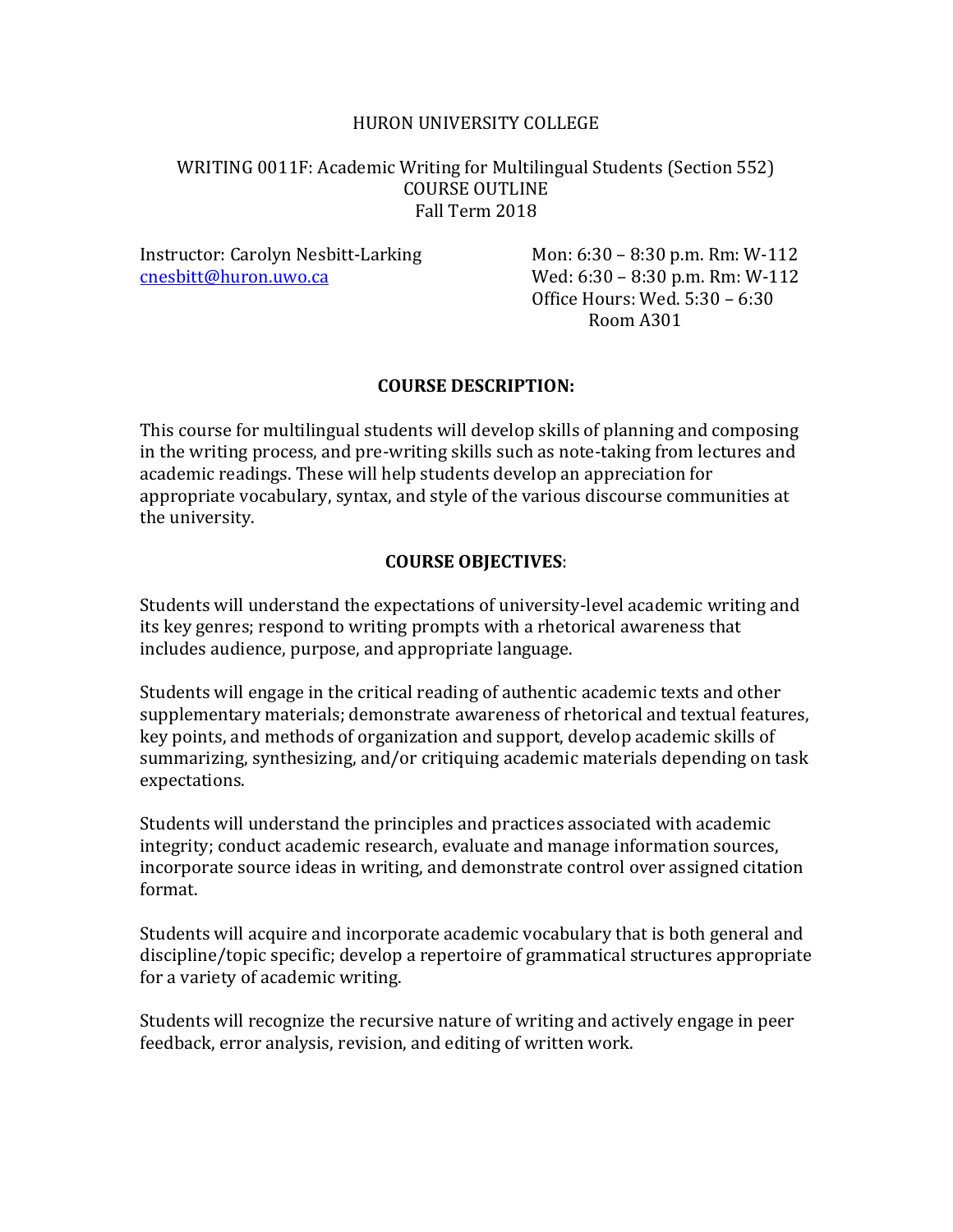HURON UNIVERSITY COLLEGE

WRITING 0011F: Academic Writing for Multilingual Students (Section 552)
COURSE OUTLINE
Fall Term 2018

Instructor: Carolyn Nesbitt-Larking
cnesbitt@huron.uwo.ca

Mon: 6:30 – 8:30 p.m. Rm: W-112
Wed: 6:30 – 8:30 p.m. Rm: W-112
Office Hours: Wed. 5:30 – 6:30
Room A301

## COURSE DESCRIPTION:

This course for multilingual students will develop skills of planning and composing in the writing process, and pre-writing skills such as note-taking from lectures and academic readings. These will help students develop an appreciation for appropriate vocabulary, syntax, and style of the various discourse communities at the university.

## COURSE OBJECTIVES:

Students will understand the expectations of university-level academic writing and its key genres; respond to writing prompts with a rhetorical awareness that includes audience, purpose, and appropriate language.

Students will engage in the critical reading of authentic academic texts and other supplementary materials; demonstrate awareness of rhetorical and textual features, key points, and methods of organization and support, develop academic skills of summarizing, synthesizing, and/or critiquing academic materials depending on task expectations.

Students will understand the principles and practices associated with academic integrity; conduct academic research, evaluate and manage information sources, incorporate source ideas in writing, and demonstrate control over assigned citation format.

Students will acquire and incorporate academic vocabulary that is both general and discipline/topic specific; develop a repertoire of grammatical structures appropriate for a variety of academic writing.

Students will recognize the recursive nature of writing and actively engage in peer feedback, error analysis, revision, and editing of written work.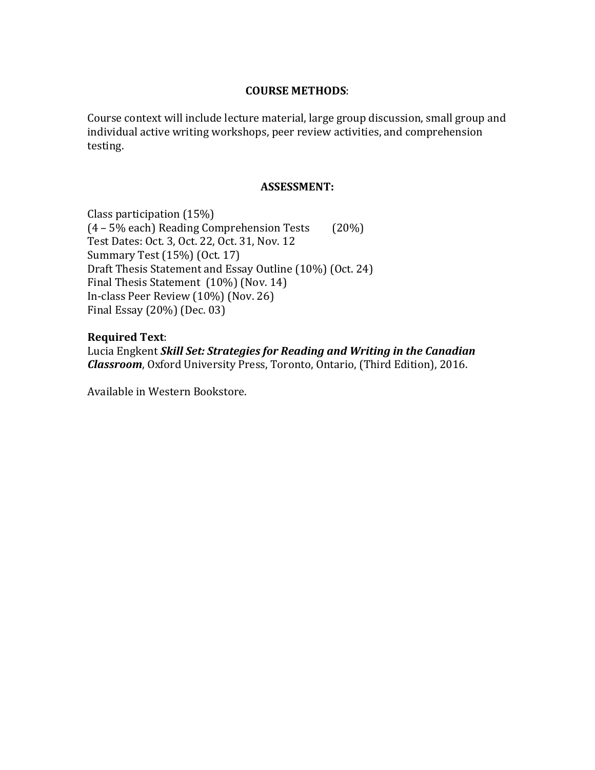## COURSE METHODS:

Course context will include lecture material, large group discussion, small group and individual active writing workshops, peer review activities, and comprehension testing.

## ASSESSMENT:

Class participation (15%)
(4 – 5% each) Reading Comprehension Tests (20%)
Test Dates: Oct. 3, Oct. 22, Oct. 31, Nov. 12
Summary Test (15%) (Oct. 17)
Draft Thesis Statement and Essay Outline (10%) (Oct. 24)
Final Thesis Statement (10%) (Nov. 14)
In-class Peer Review (10%) (Nov. 26)
Final Essay (20%) (Dec. 03)

**Required Text**:
Lucia Engkent ***Skill Set: Strategies for Reading and Writing in the Canadian Classroom***, Oxford University Press, Toronto, Ontario, (Third Edition), 2016.

Available in Western Bookstore.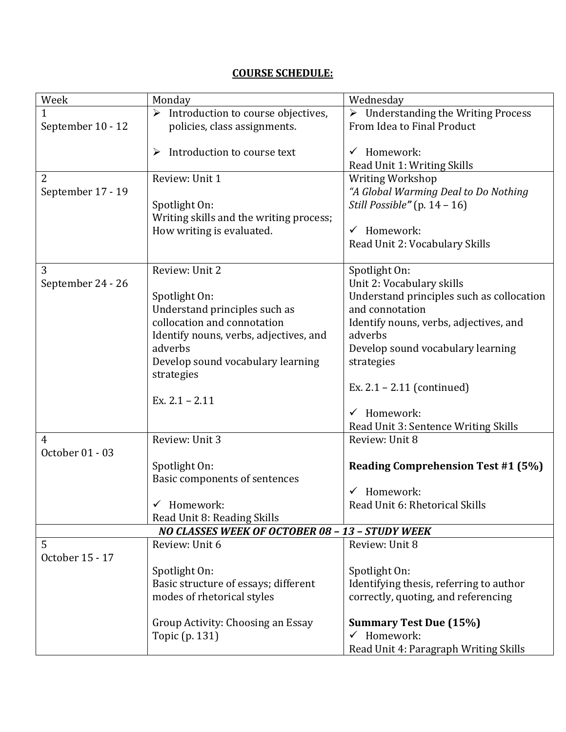**COURSE SCHEDULE:**

| Week | Monday | Wednesday |
|---|---|---|
| 1<br>September 10 - 12 | ➢ Introduction to course objectives, policies, class assignments.<br><br>➢ Introduction to course text | ➢ Understanding the Writing Process From Idea to Final Product<br><br>✓ Homework:<br>Read Unit 1: Writing Skills |
| 2<br>September 17 - 19 | Review: Unit 1<br><br>Spotlight On:<br>Writing skills and the writing process; How writing is evaluated. | Writing Workshop<br>*"A Global Warming Deal to Do Nothing Still Possible"* (p. 14 – 16)<br><br>✓ Homework:<br>Read Unit 2: Vocabulary Skills |
| 3<br>September 24 - 26 | Review: Unit 2<br><br>Spotlight On:<br>Understand principles such as collocation and connotation<br>Identify nouns, verbs, adjectives, and adverbs<br>Develop sound vocabulary learning strategies<br><br>Ex. 2.1 – 2.11 | Spotlight On:<br>Unit 2: Vocabulary skills<br>Understand principles such as collocation and connotation<br>Identify nouns, verbs, adjectives, and adverbs<br>Develop sound vocabulary learning strategies<br><br>Ex. 2.1 – 2.11 (continued)<br><br>✓ Homework:<br>Read Unit 3: Sentence Writing Skills |
| 4<br>October 01 - 03 | Review: Unit 3<br><br>Spotlight On:<br>Basic components of sentences<br><br>✓ Homework:<br>Read Unit 8: Reading Skills | Review: Unit 8<br><br>**Reading Comprehension Test #1 (5%)**<br><br>✓ Homework:<br>Read Unit 6: Rhetorical Skills |
| ***NO CLASSES WEEK OF OCTOBER 08 – 13 – STUDY WEEK*** | | |
| 5<br>October 15 - 17 | Review: Unit 6<br><br>Spotlight On:<br>Basic structure of essays; different modes of rhetorical styles<br><br>Group Activity: Choosing an Essay Topic (p. 131) | Review: Unit 8<br><br>Spotlight On:<br>Identifying thesis, referring to author correctly, quoting, and referencing<br><br>**Summary Test Due (15%)**<br>✓ Homework:<br>Read Unit 4: Paragraph Writing Skills |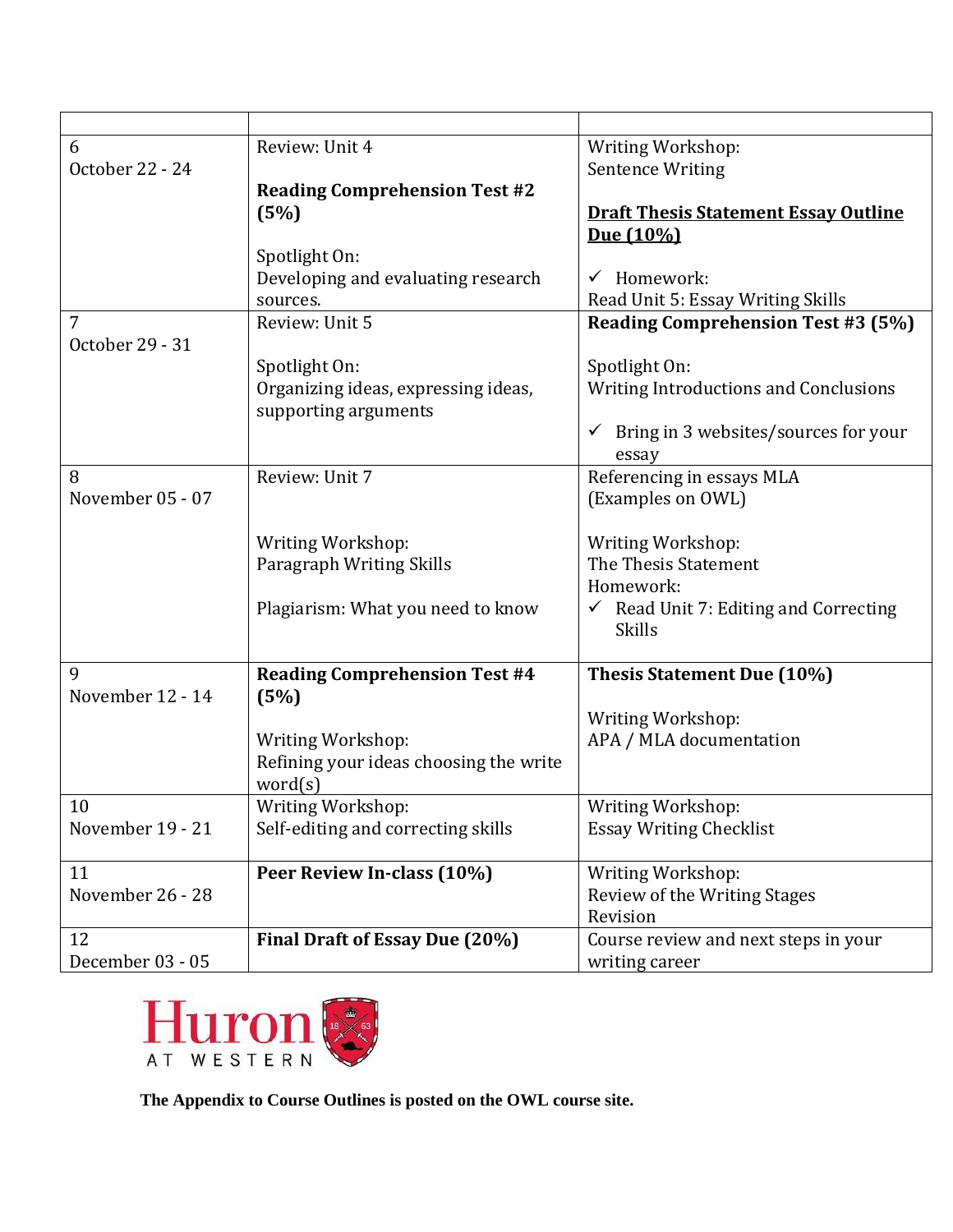| | | |
|---|---|---|
| 6<br>October 22 - 24 | Review: Unit 4<br><br>**Reading Comprehension Test #2 (5%)**<br><br>Spotlight On:<br>Developing and evaluating research sources. | Writing Workshop:<br>Sentence Writing<br><br>**Draft Thesis Statement Essay Outline Due (10%)**<br><br>✓ Homework:<br>Read Unit 5: Essay Writing Skills |
| 7<br>October 29 - 31 | Review: Unit 5<br><br>Spotlight On:<br>Organizing ideas, expressing ideas, supporting arguments | **Reading Comprehension Test #3 (5%)**<br><br>Spotlight On:<br>Writing Introductions and Conclusions<br><br>✓ Bring in 3 websites/sources for your essay |
| 8<br>November 05 - 07 | Review: Unit 7<br><br>Writing Workshop:<br>Paragraph Writing Skills<br><br>Plagiarism: What you need to know | Referencing in essays MLA<br>(Examples on OWL)<br><br>Writing Workshop:<br>The Thesis Statement<br>Homework:<br>✓ Read Unit 7: Editing and Correcting Skills |
| 9<br>November 12 - 14 | **Reading Comprehension Test #4 (5%)**<br><br>Writing Workshop:<br>Refining your ideas choosing the write word(s) | **Thesis Statement Due (10%)**<br><br>Writing Workshop:<br>APA / MLA documentation |
| 10<br>November 19 - 21 | Writing Workshop:<br>Self-editing and correcting skills | Writing Workshop:<br>Essay Writing Checklist |
| 11<br>November 26 - 28 | **Peer Review In-class (10%)** | Writing Workshop:<br>Review of the Writing Stages<br>Revision |
| 12<br>December 03 - 05 | **Final Draft of Essay Due (20%)** | Course review and next steps in your writing career |

Huron AT WESTERN

**The Appendix to Course Outlines is posted on the OWL course site.**